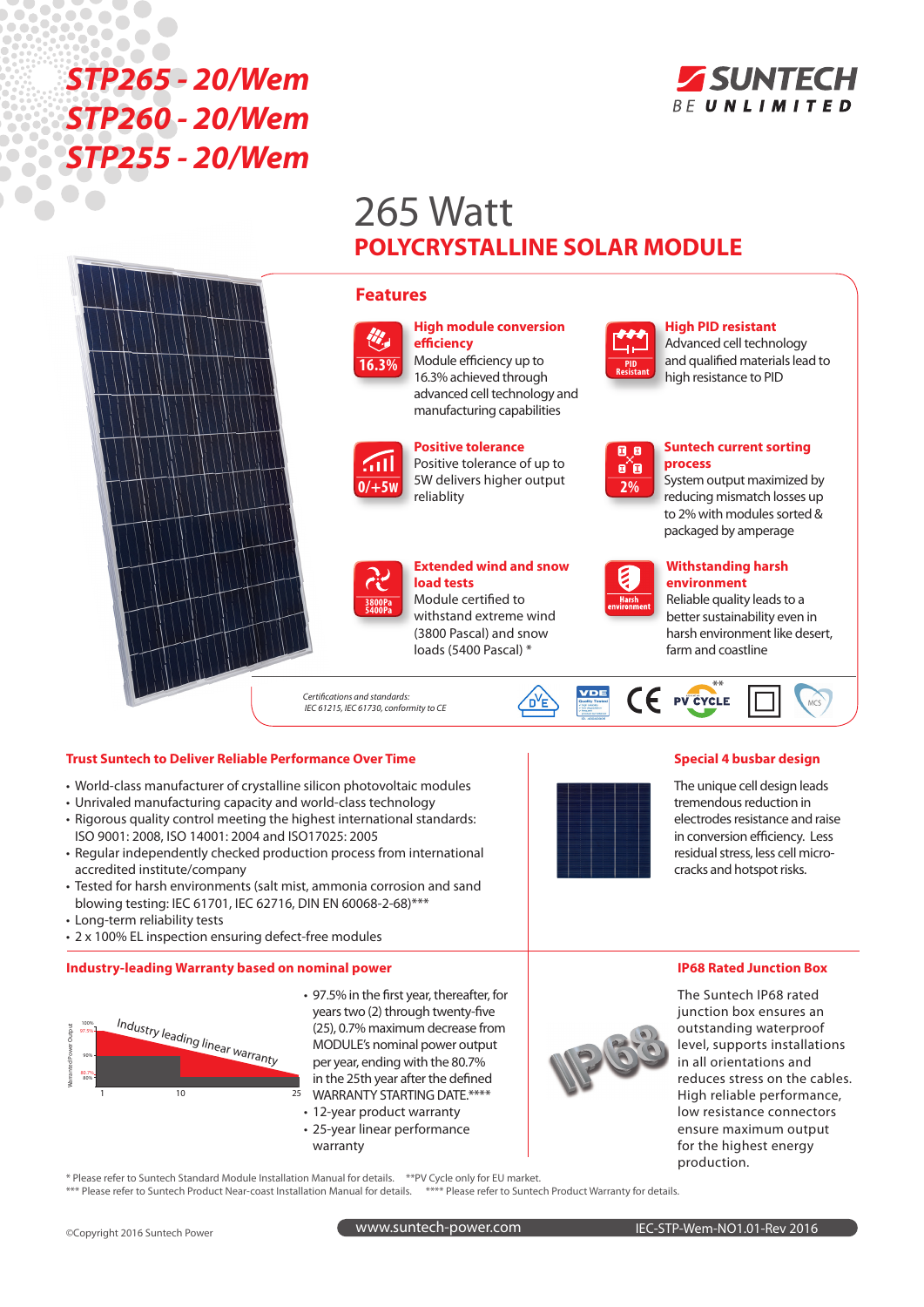# STP265 - 20/Wem
# STP260 - 20/Wem
# STP255 - 20/Wem

SUNTECH
BE UNLIMITED

## 265 Watt
## POLYCRYSTALLINE SOLAR MODULE

### Features

16.3%

**High module conversion efficiency**
Module efficiency up to 16.3% achieved through advanced cell technology and manufacturing capabilities

PID Resistant

**High PID resistant**
Advanced cell technology and qualified materials lead to high resistance to PID

0/+5W

**Positive tolerance**
Positive tolerance of up to 5W delivers higher output reliablity

2%

**Suntech current sorting process**
System output maximized by reducing mismatch losses up to 2% with modules sorted & packaged by amperage

3800Pa 5400Pa

**Extended wind and snow load tests**
Module certified to withstand extreme wind (3800 Pascal) and snow loads (5400 Pascal) *

Harsh environment

**Withstanding harsh environment**
Reliable quality leads to a better sustainability even in harsh environment like desert, farm and coastline

*Certifications and standards:*
*IEC 61215, IEC 61730, conformity to CE*

PV CYCLE ** · MCS

### Trust Suntech to Deliver Reliable Performance Over Time

- World-class manufacturer of crystalline silicon photovoltaic modules
- Unrivaled manufacturing capacity and world-class technology
- Rigorous quality control meeting the highest international standards: ISO 9001: 2008, ISO 14001: 2004 and ISO17025: 2005
- Regular independently checked production process from international accredited institute/company
- Tested for harsh environments (salt mist, ammonia corrosion and sand blowing testing: IEC 61701, IEC 62716, DIN EN 60068-2-68)***
- Long-term reliability tests
- 2 x 100% EL inspection ensuring defect-free modules

### Special 4 busbar design

The unique cell design leads tremendous reduction in electrodes resistance and raise in conversion efficiency. Less residual stress, less cell micro-cracks and hotspot risks.

### Industry-leading Warranty based on nominal power

Industry leading linear warranty

Warranted Power Output: 100%, 97.5%, 90%, 80.7%, 80% — Years: 1, 10, 25

- 97.5% in the first year, thereafter, for years two (2) through twenty-five (25), 0.7% maximum decrease from MODULE's nominal power output per year, ending with the 80.7% in the 25th year after the defined WARRANTY STARTING DATE.****
- 12-year product warranty
- 25-year linear performance warranty

### IP68 Rated Junction Box

IP68

The Suntech IP68 rated junction box ensures an outstanding waterproof level, supports installations in all orientations and reduces stress on the cables. High reliable performance, low resistance connectors ensure maximum output for the highest energy production.

\* Please refer to Suntech Standard Module Installation Manual for details. **PV Cycle only for EU market.
*** Please refer to Suntech Product Near-coast Installation Manual for details. **** Please refer to Suntech Product Warranty for details.

©Copyright 2016 Suntech Power www.suntech-power.com IEC-STP-Wem-NO1.01-Rev 2016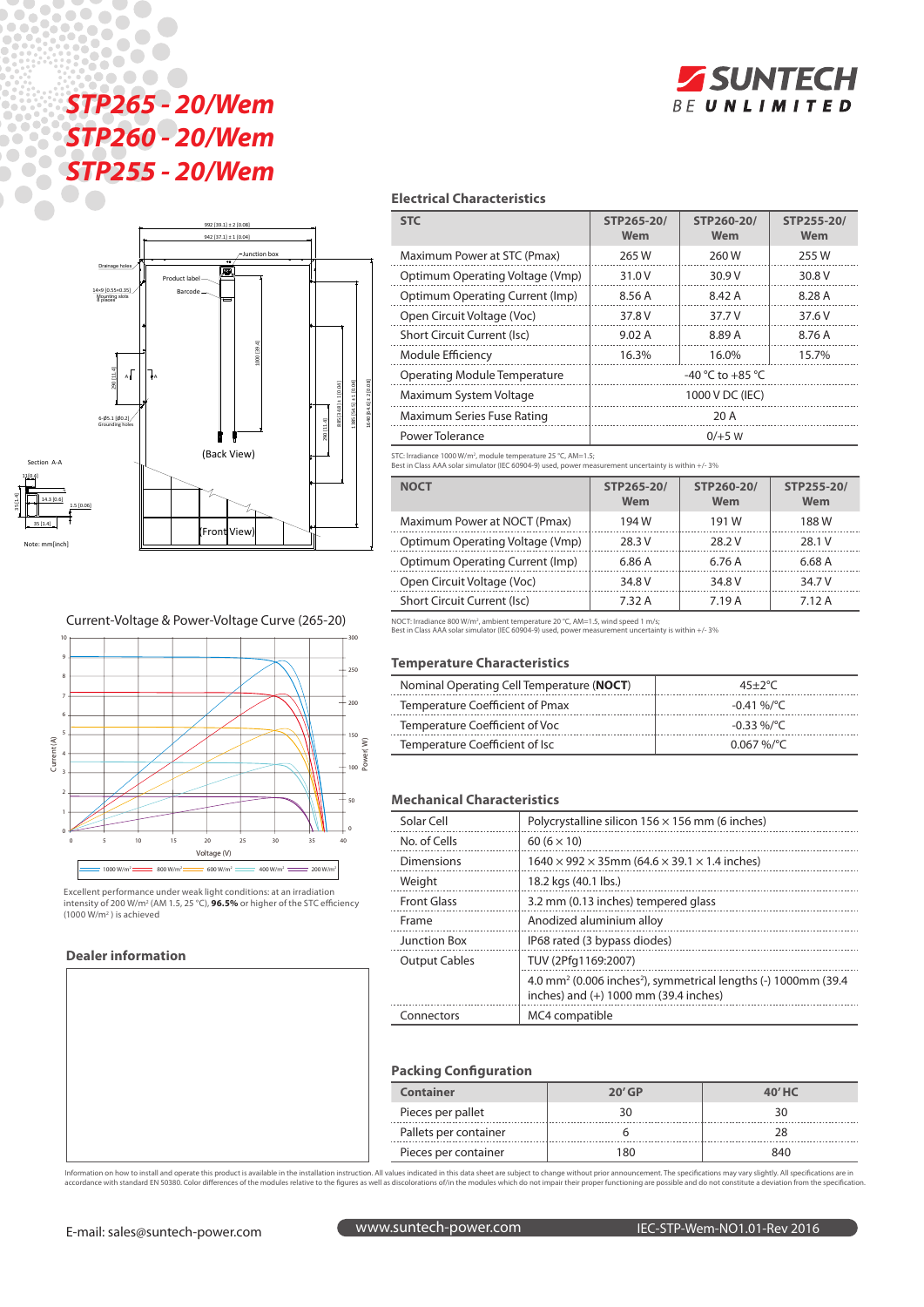# STP265 - 20/Wem
# STP260 - 20/Wem
# STP255 - 20/Wem

SUNTECH
BE UNLIMITED

992 [39.1] ± 2 [0.08]
942 [37.1] ± 1 [0.04]
Junction box
Drainage holes
Product label
Barcode
14×9 [0.55×0.35] Mounting slots 8 places
6-ϕ5.1 [ϕ0.2] Grounding holes
(Back View)
(Front View)
Section A-A
Note: mm[inch]

Current-Voltage & Power-Voltage Curve (265-20)

Current (A)
Power (W)
Voltage (V)
1000 W/m² 800 W/m² 600 W/m² 400 W/m² 200 W/m²

Excellent performance under weak light conditions: at an irradiation intensity of 200 W/m² (AM 1.5, 25 °C), **96.5%** or higher of the STC efficiency (1000 W/m²) is achieved

## Dealer information

## Electrical Characteristics

| STC | STP265-20/Wem | STP260-20/Wem | STP255-20/Wem |
|---|---|---|---|
| Maximum Power at STC (Pmax) | 265 W | 260 W | 255 W |
| Optimum Operating Voltage (Vmp) | 31.0 V | 30.9 V | 30.8 V |
| Optimum Operating Current (Imp) | 8.56 A | 8.42 A | 8.28 A |
| Open Circuit Voltage (Voc) | 37.8 V | 37.7 V | 37.6 V |
| Short Circuit Current (Isc) | 9.02 A | 8.89 A | 8.76 A |
| Module Efficiency | 16.3% | 16.0% | 15.7% |
| Operating Module Temperature | -40 °C to +85 °C | | |
| Maximum System Voltage | 1000 V DC (IEC) | | |
| Maximum Series Fuse Rating | 20 A | | |
| Power Tolerance | 0/+5 W | | |

STC: Irradiance 1000 W/m², module temperature 25 °C, AM=1.5;
Best in Class AAA solar simulator (IEC 60904-9) used, power measurement uncertainty is within +/- 3%

| NOCT | STP265-20/Wem | STP260-20/Wem | STP255-20/Wem |
|---|---|---|---|
| Maximum Power at NOCT (Pmax) | 194 W | 191 W | 188 W |
| Optimum Operating Voltage (Vmp) | 28.3 V | 28.2 V | 28.1 V |
| Optimum Operating Current (Imp) | 6.86 A | 6.76 A | 6.68 A |
| Open Circuit Voltage (Voc) | 34.8 V | 34.8 V | 34.7 V |
| Short Circuit Current (Isc) | 7.32 A | 7.19 A | 7.12 A |

NOCT: Irradiance 800 W/m², ambient temperature 20 °C, AM=1.5, wind speed 1 m/s;
Best in Class AAA solar simulator (IEC 60904-9) used, power measurement uncertainty is within +/- 3%

## Temperature Characteristics

| | |
|---|---|
| Nominal Operating Cell Temperature (**NOCT**) | 45±2°C |
| Temperature Coefficient of Pmax | -0.41 %/°C |
| Temperature Coefficient of Voc | -0.33 %/°C |
| Temperature Coefficient of Isc | 0.067 %/°C |

## Mechanical Characteristics

| | |
|---|---|
| Solar Cell | Polycrystalline silicon 156 × 156 mm (6 inches) |
| No. of Cells | 60 (6 × 10) |
| Dimensions | 1640 × 992 × 35mm (64.6 × 39.1 × 1.4 inches) |
| Weight | 18.2 kgs (40.1 lbs.) |
| Front Glass | 3.2 mm (0.13 inches) tempered glass |
| Frame | Anodized aluminium alloy |
| Junction Box | IP68 rated (3 bypass diodes) |
| Output Cables | TUV (2Pfg1169:2007) |
| | 4.0 mm² (0.006 inches²), symmetrical lengths (-) 1000mm (39.4 inches) and (+) 1000 mm (39.4 inches) |
| Connectors | MC4 compatible |

## Packing Configuration

| Container | 20' GP | 40' HC |
|---|---|---|
| Pieces per pallet | 30 | 30 |
| Pallets per container | 6 | 28 |
| Pieces per container | 180 | 840 |

Information on how to install and operate this product is available in the installation instruction. All values indicated in this data sheet are subject to change without prior announcement. The specifications may vary slightly. All specifications are in accordance with standard EN 50380. Color differences of the modules relative to the figures as well as discolorations of/in the modules which do not impair their proper functioning are possible and do not constitute a deviation from the specification.

E-mail: sales@suntech-power.com www.suntech-power.com IEC-STP-Wem-NO1.01-Rev 2016